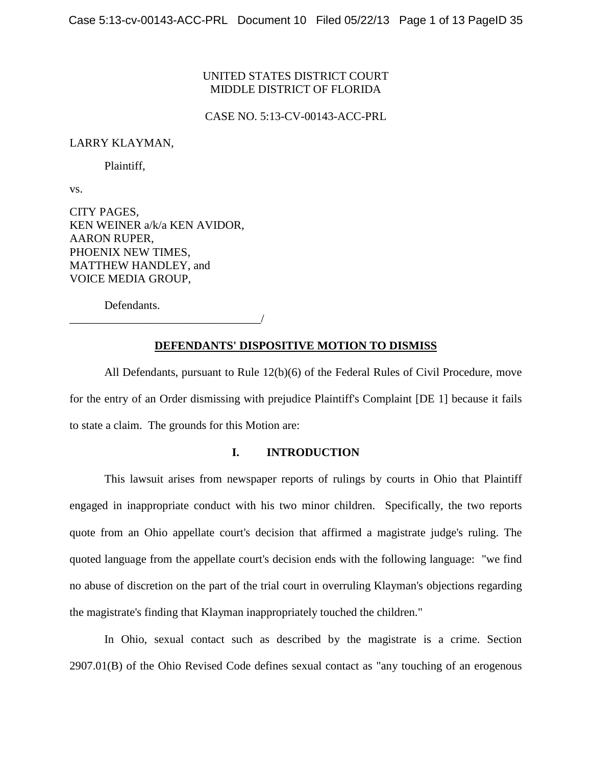UNITED STATES DISTRICT COURT
MIDDLE DISTRICT OF FLORIDA

CASE NO. 5:13-CV-00143-ACC-PRL

LARRY KLAYMAN,

Plaintiff,

vs.

CITY PAGES,
KEN WEINER a/k/a KEN AVIDOR,
AARON RUPER,
PHOENIX NEW TIMES,
MATTHEW HANDLEY, and
VOICE MEDIA GROUP,

Defendants.
_________________________________/

**DEFENDANTS' DISPOSITIVE MOTION TO DISMISS**

All Defendants, pursuant to Rule 12(b)(6) of the Federal Rules of Civil Procedure, move for the entry of an Order dismissing with prejudice Plaintiff's Complaint [DE 1] because it fails to state a claim. The grounds for this Motion are:

## I. INTRODUCTION

This lawsuit arises from newspaper reports of rulings by courts in Ohio that Plaintiff engaged in inappropriate conduct with his two minor children. Specifically, the two reports quote from an Ohio appellate court's decision that affirmed a magistrate judge's ruling. The quoted language from the appellate court's decision ends with the following language: "we find no abuse of discretion on the part of the trial court in overruling Klayman's objections regarding the magistrate's finding that Klayman inappropriately touched the children."

In Ohio, sexual contact such as described by the magistrate is a crime. Section 2907.01(B) of the Ohio Revised Code defines sexual contact as "any touching of an erogenous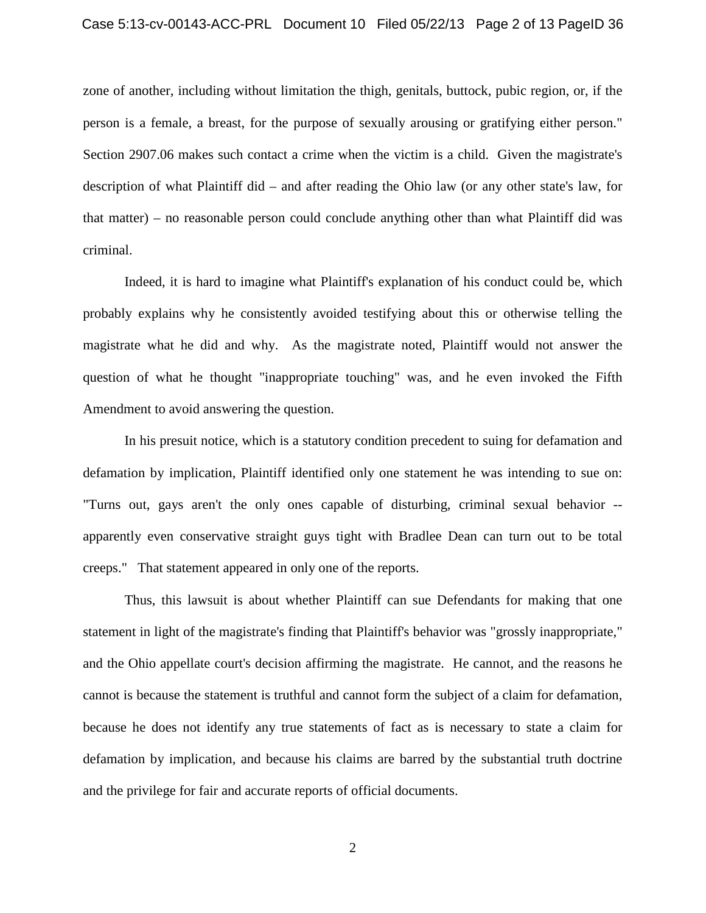zone of another, including without limitation the thigh, genitals, buttock, pubic region, or, if the person is a female, a breast, for the purpose of sexually arousing or gratifying either person." Section 2907.06 makes such contact a crime when the victim is a child. Given the magistrate's description of what Plaintiff did – and after reading the Ohio law (or any other state's law, for that matter) – no reasonable person could conclude anything other than what Plaintiff did was criminal.

Indeed, it is hard to imagine what Plaintiff's explanation of his conduct could be, which probably explains why he consistently avoided testifying about this or otherwise telling the magistrate what he did and why. As the magistrate noted, Plaintiff would not answer the question of what he thought "inappropriate touching" was, and he even invoked the Fifth Amendment to avoid answering the question.

In his presuit notice, which is a statutory condition precedent to suing for defamation and defamation by implication, Plaintiff identified only one statement he was intending to sue on: "Turns out, gays aren't the only ones capable of disturbing, criminal sexual behavior -- apparently even conservative straight guys tight with Bradlee Dean can turn out to be total creeps." That statement appeared in only one of the reports.

Thus, this lawsuit is about whether Plaintiff can sue Defendants for making that one statement in light of the magistrate's finding that Plaintiff's behavior was "grossly inappropriate," and the Ohio appellate court's decision affirming the magistrate. He cannot, and the reasons he cannot is because the statement is truthful and cannot form the subject of a claim for defamation, because he does not identify any true statements of fact as is necessary to state a claim for defamation by implication, and because his claims are barred by the substantial truth doctrine and the privilege for fair and accurate reports of official documents.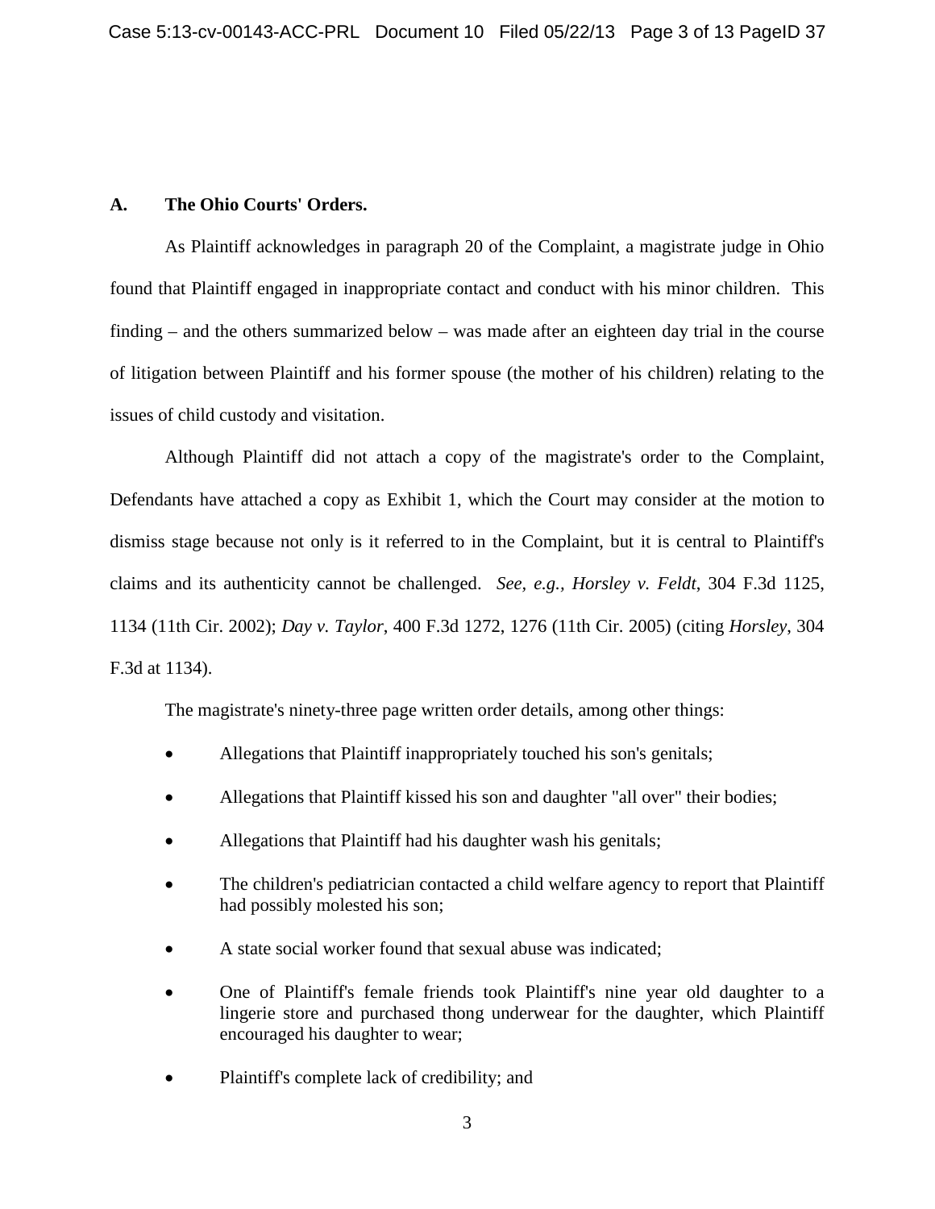### A. The Ohio Courts' Orders.

As Plaintiff acknowledges in paragraph 20 of the Complaint, a magistrate judge in Ohio found that Plaintiff engaged in inappropriate contact and conduct with his minor children. This finding – and the others summarized below – was made after an eighteen day trial in the course of litigation between Plaintiff and his former spouse (the mother of his children) relating to the issues of child custody and visitation.

Although Plaintiff did not attach a copy of the magistrate's order to the Complaint, Defendants have attached a copy as Exhibit 1, which the Court may consider at the motion to dismiss stage because not only is it referred to in the Complaint, but it is central to Plaintiff's claims and its authenticity cannot be challenged. *See, e.g., Horsley v. Feldt*, 304 F.3d 1125, 1134 (11th Cir. 2002); *Day v. Taylor*, 400 F.3d 1272, 1276 (11th Cir. 2005) (citing *Horsley*, 304 F.3d at 1134).

The magistrate's ninety-three page written order details, among other things:

- Allegations that Plaintiff inappropriately touched his son's genitals;
- Allegations that Plaintiff kissed his son and daughter "all over" their bodies;
- Allegations that Plaintiff had his daughter wash his genitals;
- The children's pediatrician contacted a child welfare agency to report that Plaintiff had possibly molested his son;
- A state social worker found that sexual abuse was indicated;
- One of Plaintiff's female friends took Plaintiff's nine year old daughter to a lingerie store and purchased thong underwear for the daughter, which Plaintiff encouraged his daughter to wear;
- Plaintiff's complete lack of credibility; and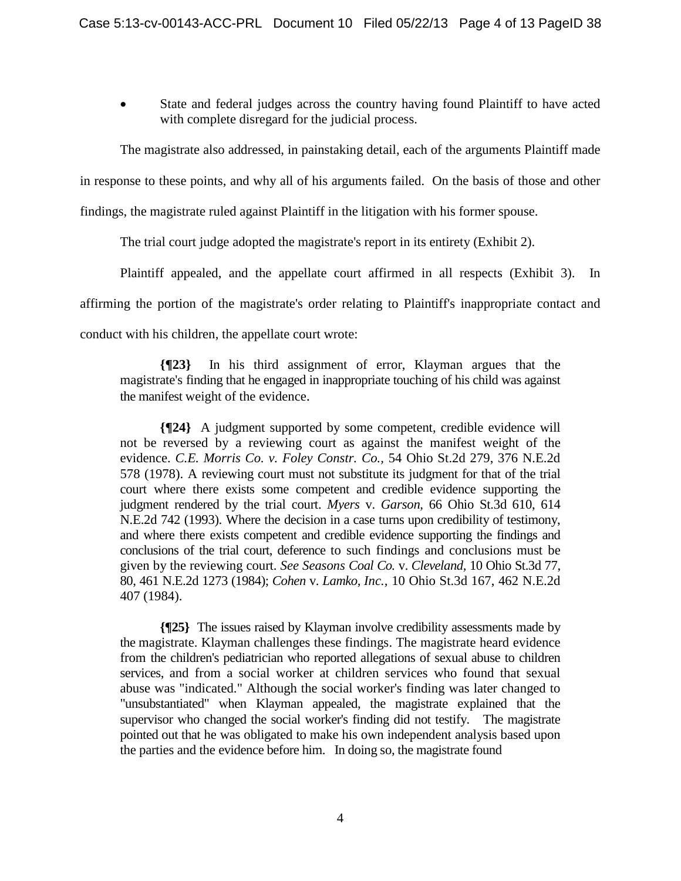- State and federal judges across the country having found Plaintiff to have acted with complete disregard for the judicial process.

The magistrate also addressed, in painstaking detail, each of the arguments Plaintiff made in response to these points, and why all of his arguments failed. On the basis of those and other findings, the magistrate ruled against Plaintiff in the litigation with his former spouse.

The trial court judge adopted the magistrate's report in its entirety (Exhibit 2).

Plaintiff appealed, and the appellate court affirmed in all respects (Exhibit 3). In affirming the portion of the magistrate's order relating to Plaintiff's inappropriate contact and conduct with his children, the appellate court wrote:

> **{¶23}** In his third assignment of error, Klayman argues that the magistrate's finding that he engaged in inappropriate touching of his child was against the manifest weight of the evidence.
>
> **{¶24}** A judgment supported by some competent, credible evidence will not be reversed by a reviewing court as against the manifest weight of the evidence. *C.E. Morris Co. v. Foley Constr. Co.,* 54 Ohio St.2d 279, 376 N.E.2d 578 (1978). A reviewing court must not substitute its judgment for that of the trial court where there exists some competent and credible evidence supporting the judgment rendered by the trial court. *Myers* v. *Garson*, 66 Ohio St.3d 610, 614 N.E.2d 742 (1993). Where the decision in a case turns upon credibility of testimony, and where there exists competent and credible evidence supporting the findings and conclusions of the trial court, deference to such findings and conclusions must be given by the reviewing court. *See Seasons Coal Co.* v. *Cleveland*, 10 Ohio St.3d 77, 80, 461 N.E.2d 1273 (1984); *Cohen* v. *Lamko, Inc.*, 10 Ohio St.3d 167, 462 N.E.2d 407 (1984).
>
> **{¶25}** The issues raised by Klayman involve credibility assessments made by the magistrate. Klayman challenges these findings. The magistrate heard evidence from the children's pediatrician who reported allegations of sexual abuse to children services, and from a social worker at children services who found that sexual abuse was "indicated." Although the social worker's finding was later changed to "unsubstantiated" when Klayman appealed, the magistrate explained that the supervisor who changed the social worker's finding did not testify. The magistrate pointed out that he was obligated to make his own independent analysis based upon the parties and the evidence before him. In doing so, the magistrate found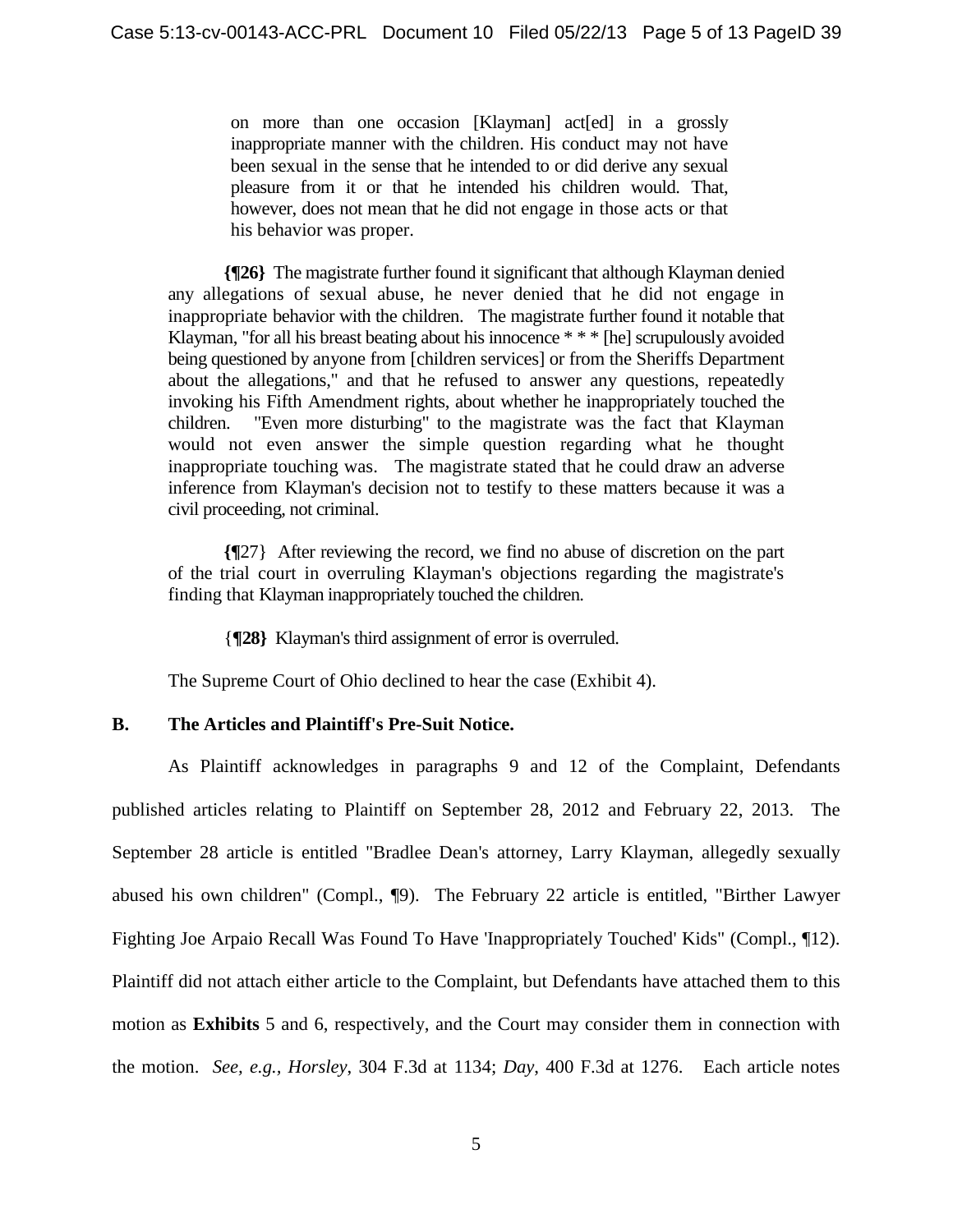> on more than one occasion [Klayman] act[ed] in a grossly inappropriate manner with the children. His conduct may not have been sexual in the sense that he intended to or did derive any sexual pleasure from it or that he intended his children would. That, however, does not mean that he did not engage in those acts or that his behavior was proper.

**{¶26}** The magistrate further found it significant that although Klayman denied any allegations of sexual abuse, he never denied that he did not engage in inappropriate behavior with the children. The magistrate further found it notable that Klayman, "for all his breast beating about his innocence * * * [he] scrupulously avoided being questioned by anyone from [children services] or from the Sheriffs Department about the allegations," and that he refused to answer any questions, repeatedly invoking his Fifth Amendment rights, about whether he inappropriately touched the children. "Even more disturbing" to the magistrate was the fact that Klayman would not even answer the simple question regarding what he thought inappropriate touching was. The magistrate stated that he could draw an adverse inference from Klayman's decision not to testify to these matters because it was a civil proceeding, not criminal.

**{**¶27} After reviewing the record, we find no abuse of discretion on the part of the trial court in overruling Klayman's objections regarding the magistrate's finding that Klayman inappropriately touched the children.

{**¶28}** Klayman's third assignment of error is overruled.

The Supreme Court of Ohio declined to hear the case (Exhibit 4).

**B. The Articles and Plaintiff's Pre-Suit Notice.**

As Plaintiff acknowledges in paragraphs 9 and 12 of the Complaint, Defendants published articles relating to Plaintiff on September 28, 2012 and February 22, 2013. The September 28 article is entitled "Bradlee Dean's attorney, Larry Klayman, allegedly sexually abused his own children" (Compl., ¶9). The February 22 article is entitled, "Birther Lawyer Fighting Joe Arpaio Recall Was Found To Have 'Inappropriately Touched' Kids" (Compl., ¶12). Plaintiff did not attach either article to the Complaint, but Defendants have attached them to this motion as **Exhibits** 5 and 6, respectively, and the Court may consider them in connection with the motion. *See, e.g., Horsley*, 304 F.3d at 1134; *Day*, 400 F.3d at 1276. Each article notes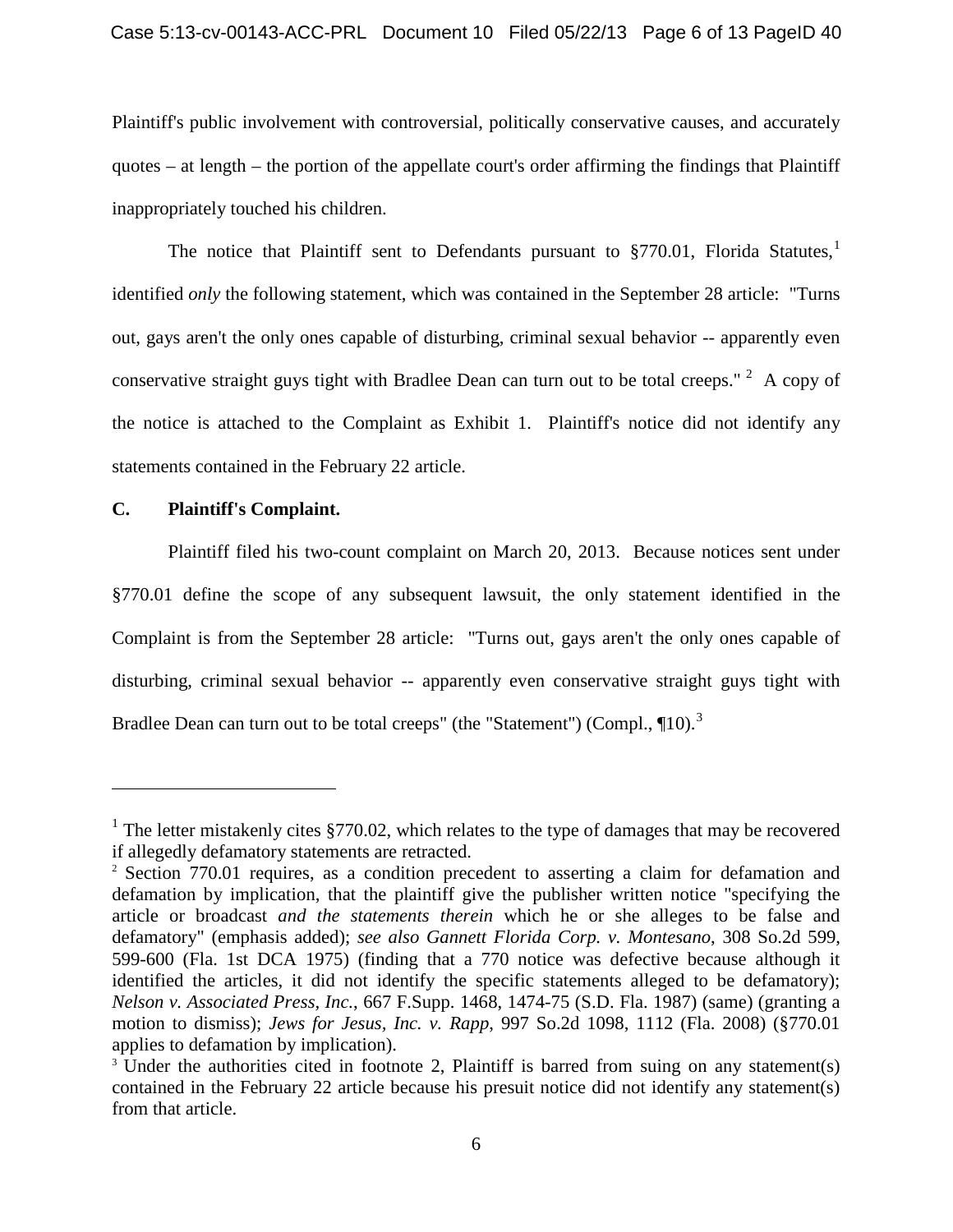Plaintiff's public involvement with controversial, politically conservative causes, and accurately quotes – at length – the portion of the appellate court's order affirming the findings that Plaintiff inappropriately touched his children.

The notice that Plaintiff sent to Defendants pursuant to §770.01, Florida Statutes,[1] identified *only* the following statement, which was contained in the September 28 article: "Turns out, gays aren't the only ones capable of disturbing, criminal sexual behavior -- apparently even conservative straight guys tight with Bradlee Dean can turn out to be total creeps."[2] A copy of the notice is attached to the Complaint as Exhibit 1. Plaintiff's notice did not identify any statements contained in the February 22 article.

**C. Plaintiff's Complaint.**

Plaintiff filed his two-count complaint on March 20, 2013. Because notices sent under §770.01 define the scope of any subsequent lawsuit, the only statement identified in the Complaint is from the September 28 article: "Turns out, gays aren't the only ones capable of disturbing, criminal sexual behavior -- apparently even conservative straight guys tight with Bradlee Dean can turn out to be total creeps" (the "Statement") (Compl., ¶10).[3]

---

[1] The letter mistakenly cites §770.02, which relates to the type of damages that may be recovered if allegedly defamatory statements are retracted.

[2] Section 770.01 requires, as a condition precedent to asserting a claim for defamation and defamation by implication, that the plaintiff give the publisher written notice "specifying the article or broadcast *and the statements therein* which he or she alleges to be false and defamatory" (emphasis added); *see also Gannett Florida Corp. v. Montesano*, 308 So.2d 599, 599-600 (Fla. 1st DCA 1975) (finding that a 770 notice was defective because although it identified the articles, it did not identify the specific statements alleged to be defamatory); *Nelson v. Associated Press, Inc.*, 667 F.Supp. 1468, 1474-75 (S.D. Fla. 1987) (same) (granting a motion to dismiss); *Jews for Jesus, Inc. v. Rapp*, 997 So.2d 1098, 1112 (Fla. 2008) (§770.01 applies to defamation by implication).

[3] Under the authorities cited in footnote 2, Plaintiff is barred from suing on any statement(s) contained in the February 22 article because his presuit notice did not identify any statement(s) from that article.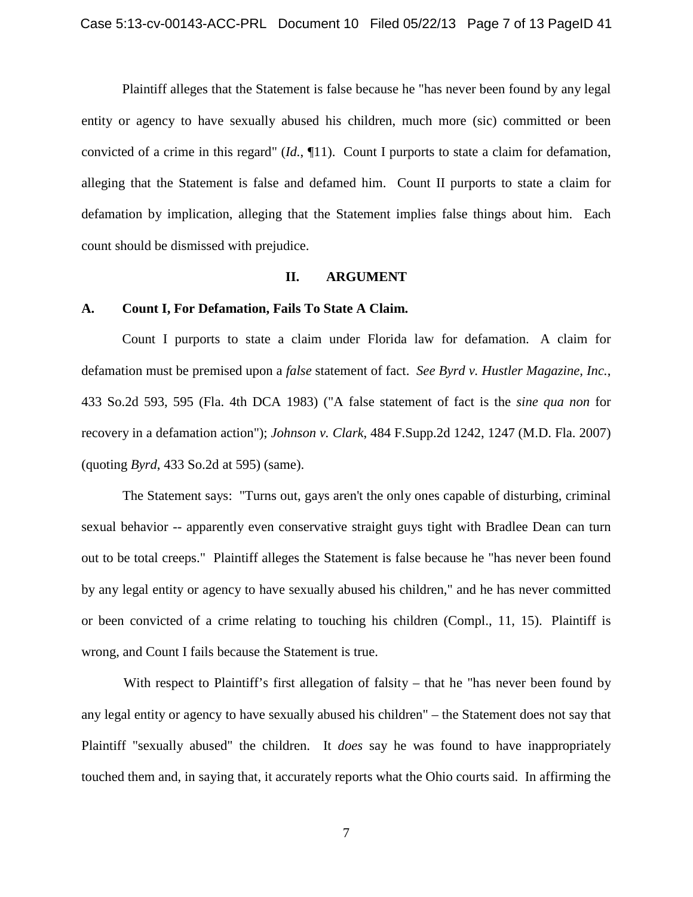Plaintiff alleges that the Statement is false because he "has never been found by any legal entity or agency to have sexually abused his children, much more (sic) committed or been convicted of a crime in this regard" (*Id.*, ¶11). Count I purports to state a claim for defamation, alleging that the Statement is false and defamed him. Count II purports to state a claim for defamation by implication, alleging that the Statement implies false things about him. Each count should be dismissed with prejudice.

## II. ARGUMENT

### A. Count I, For Defamation, Fails To State A Claim.

Count I purports to state a claim under Florida law for defamation. A claim for defamation must be premised upon a *false* statement of fact. *See Byrd v. Hustler Magazine, Inc.*, 433 So.2d 593, 595 (Fla. 4th DCA 1983) ("A false statement of fact is the *sine qua non* for recovery in a defamation action"); *Johnson v. Clark*, 484 F.Supp.2d 1242, 1247 (M.D. Fla. 2007) (quoting *Byrd*, 433 So.2d at 595) (same).

The Statement says: "Turns out, gays aren't the only ones capable of disturbing, criminal sexual behavior -- apparently even conservative straight guys tight with Bradlee Dean can turn out to be total creeps." Plaintiff alleges the Statement is false because he "has never been found by any legal entity or agency to have sexually abused his children," and he has never committed or been convicted of a crime relating to touching his children (Compl., 11, 15). Plaintiff is wrong, and Count I fails because the Statement is true.

With respect to Plaintiff's first allegation of falsity – that he "has never been found by any legal entity or agency to have sexually abused his children" – the Statement does not say that Plaintiff "sexually abused" the children. It *does* say he was found to have inappropriately touched them and, in saying that, it accurately reports what the Ohio courts said. In affirming the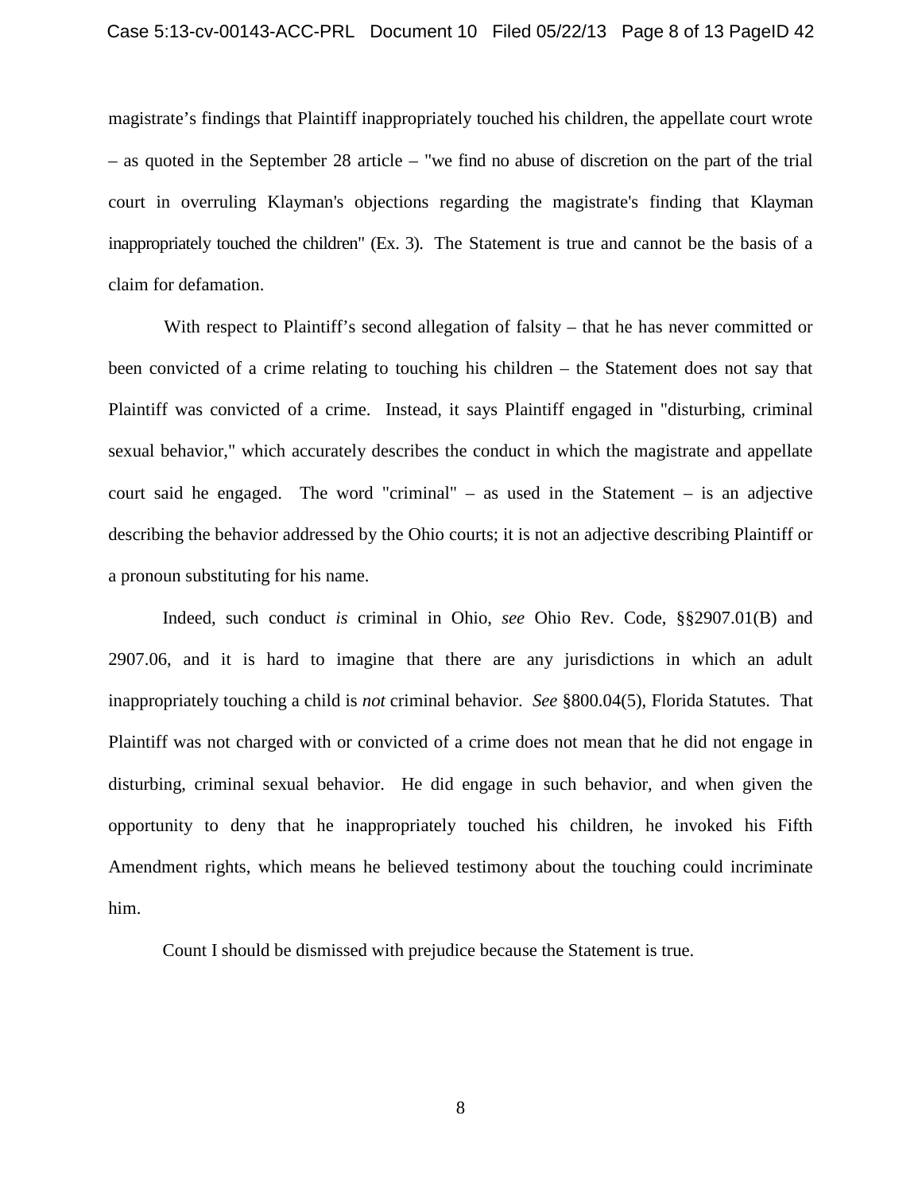magistrate's findings that Plaintiff inappropriately touched his children, the appellate court wrote – as quoted in the September 28 article – "we find no abuse of discretion on the part of the trial court in overruling Klayman's objections regarding the magistrate's finding that Klayman inappropriately touched the children" (Ex. 3). The Statement is true and cannot be the basis of a claim for defamation.

With respect to Plaintiff's second allegation of falsity – that he has never committed or been convicted of a crime relating to touching his children – the Statement does not say that Plaintiff was convicted of a crime. Instead, it says Plaintiff engaged in "disturbing, criminal sexual behavior," which accurately describes the conduct in which the magistrate and appellate court said he engaged. The word "criminal" – as used in the Statement – is an adjective describing the behavior addressed by the Ohio courts; it is not an adjective describing Plaintiff or a pronoun substituting for his name.

Indeed, such conduct *is* criminal in Ohio, *see* Ohio Rev. Code, §§2907.01(B) and 2907.06, and it is hard to imagine that there are any jurisdictions in which an adult inappropriately touching a child is *not* criminal behavior. *See* §800.04(5), Florida Statutes. That Plaintiff was not charged with or convicted of a crime does not mean that he did not engage in disturbing, criminal sexual behavior. He did engage in such behavior, and when given the opportunity to deny that he inappropriately touched his children, he invoked his Fifth Amendment rights, which means he believed testimony about the touching could incriminate him.

Count I should be dismissed with prejudice because the Statement is true.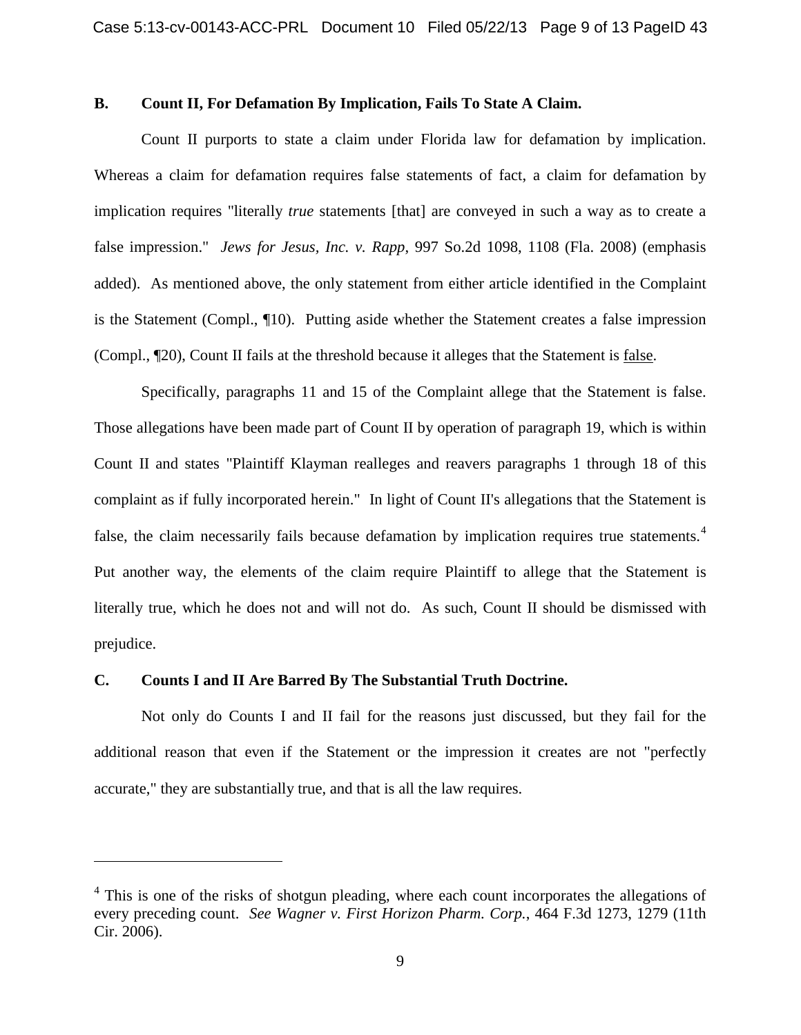### B. Count II, For Defamation By Implication, Fails To State A Claim.

Count II purports to state a claim under Florida law for defamation by implication. Whereas a claim for defamation requires false statements of fact, a claim for defamation by implication requires "literally *true* statements [that] are conveyed in such a way as to create a false impression." *Jews for Jesus, Inc. v. Rapp*, 997 So.2d 1098, 1108 (Fla. 2008) (emphasis added). As mentioned above, the only statement from either article identified in the Complaint is the Statement (Compl., ¶10). Putting aside whether the Statement creates a false impression (Compl., ¶20), Count II fails at the threshold because it alleges that the Statement is <u>false</u>.

Specifically, paragraphs 11 and 15 of the Complaint allege that the Statement is false. Those allegations have been made part of Count II by operation of paragraph 19, which is within Count II and states "Plaintiff Klayman realleges and reavers paragraphs 1 through 18 of this complaint as if fully incorporated herein." In light of Count II's allegations that the Statement is false, the claim necessarily fails because defamation by implication requires true statements.[4] Put another way, the elements of the claim require Plaintiff to allege that the Statement is literally true, which he does not and will not do. As such, Count II should be dismissed with prejudice.

### C. Counts I and II Are Barred By The Substantial Truth Doctrine.

Not only do Counts I and II fail for the reasons just discussed, but they fail for the additional reason that even if the Statement or the impression it creates are not "perfectly accurate," they are substantially true, and that is all the law requires.

---

[4] This is one of the risks of shotgun pleading, where each count incorporates the allegations of every preceding count. *See Wagner v. First Horizon Pharm. Corp.*, 464 F.3d 1273, 1279 (11th Cir. 2006).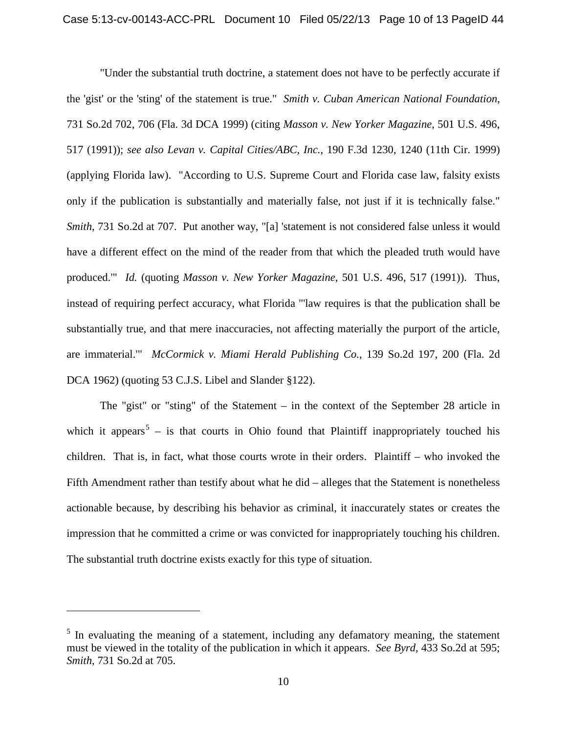"Under the substantial truth doctrine, a statement does not have to be perfectly accurate if the 'gist' or the 'sting' of the statement is true." *Smith v. Cuban American National Foundation*, 731 So.2d 702, 706 (Fla. 3d DCA 1999) (citing *Masson v. New Yorker Magazine*, 501 U.S. 496, 517 (1991)); *see also Levan v. Capital Cities/ABC, Inc.*, 190 F.3d 1230, 1240 (11th Cir. 1999) (applying Florida law). "According to U.S. Supreme Court and Florida case law, falsity exists only if the publication is substantially and materially false, not just if it is technically false." *Smith*, 731 So.2d at 707. Put another way, "[a] 'statement is not considered false unless it would have a different effect on the mind of the reader from that which the pleaded truth would have produced.'" *Id.* (quoting *Masson v. New Yorker Magazine*, 501 U.S. 496, 517 (1991)). Thus, instead of requiring perfect accuracy, what Florida "'law requires is that the publication shall be substantially true, and that mere inaccuracies, not affecting materially the purport of the article, are immaterial.'" *McCormick v. Miami Herald Publishing Co.*, 139 So.2d 197, 200 (Fla. 2d DCA 1962) (quoting 53 C.J.S. Libel and Slander §122).

The "gist" or "sting" of the Statement – in the context of the September 28 article in which it appears[5] – is that courts in Ohio found that Plaintiff inappropriately touched his children. That is, in fact, what those courts wrote in their orders. Plaintiff – who invoked the Fifth Amendment rather than testify about what he did – alleges that the Statement is nonetheless actionable because, by describing his behavior as criminal, it inaccurately states or creates the impression that he committed a crime or was convicted for inappropriately touching his children. The substantial truth doctrine exists exactly for this type of situation.

---

[5] In evaluating the meaning of a statement, including any defamatory meaning, the statement must be viewed in the totality of the publication in which it appears. *See Byrd*, 433 So.2d at 595; *Smith*, 731 So.2d at 705.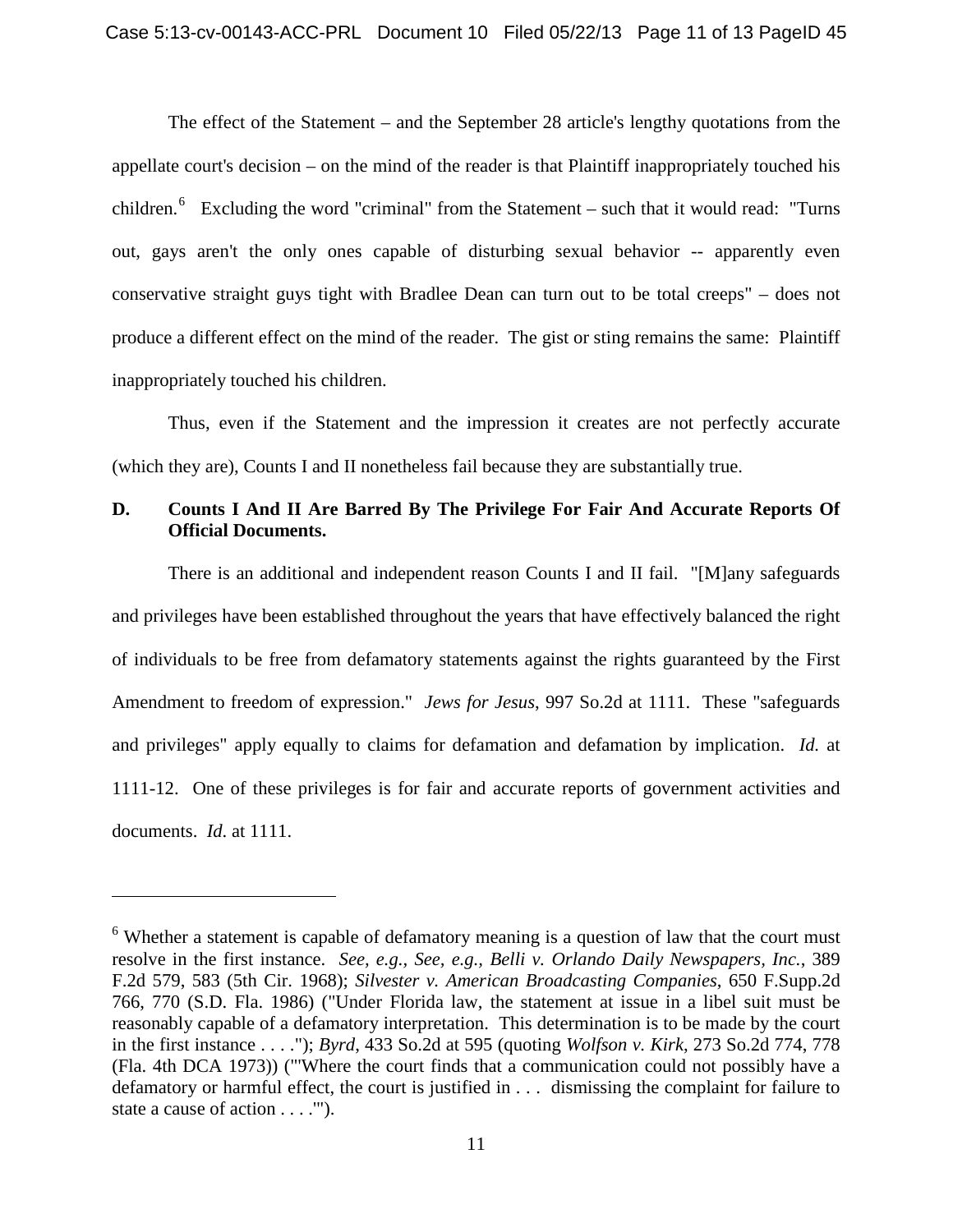The effect of the Statement – and the September 28 article's lengthy quotations from the appellate court's decision – on the mind of the reader is that Plaintiff inappropriately touched his children.[6] Excluding the word "criminal" from the Statement – such that it would read: "Turns out, gays aren't the only ones capable of disturbing sexual behavior -- apparently even conservative straight guys tight with Bradlee Dean can turn out to be total creeps" – does not produce a different effect on the mind of the reader. The gist or sting remains the same: Plaintiff inappropriately touched his children.

Thus, even if the Statement and the impression it creates are not perfectly accurate (which they are), Counts I and II nonetheless fail because they are substantially true.

### D. Counts I And II Are Barred By The Privilege For Fair And Accurate Reports Of Official Documents.

There is an additional and independent reason Counts I and II fail. "[M]any safeguards and privileges have been established throughout the years that have effectively balanced the right of individuals to be free from defamatory statements against the rights guaranteed by the First Amendment to freedom of expression." *Jews for Jesus*, 997 So.2d at 1111. These "safeguards and privileges" apply equally to claims for defamation and defamation by implication. *Id.* at 1111-12. One of these privileges is for fair and accurate reports of government activities and documents. *Id.* at 1111.

---

[6] Whether a statement is capable of defamatory meaning is a question of law that the court must resolve in the first instance. *See, e.g., See, e.g., Belli v. Orlando Daily Newspapers, Inc.*, 389 F.2d 579, 583 (5th Cir. 1968); *Silvester v. American Broadcasting Companies*, 650 F.Supp.2d 766, 770 (S.D. Fla. 1986) ("Under Florida law, the statement at issue in a libel suit must be reasonably capable of a defamatory interpretation. This determination is to be made by the court in the first instance . . . ."); *Byrd*, 433 So.2d at 595 (quoting *Wolfson v. Kirk*, 273 So.2d 774, 778 (Fla. 4th DCA 1973)) ("'Where the court finds that a communication could not possibly have a defamatory or harmful effect, the court is justified in . . . dismissing the complaint for failure to state a cause of action . . . .'").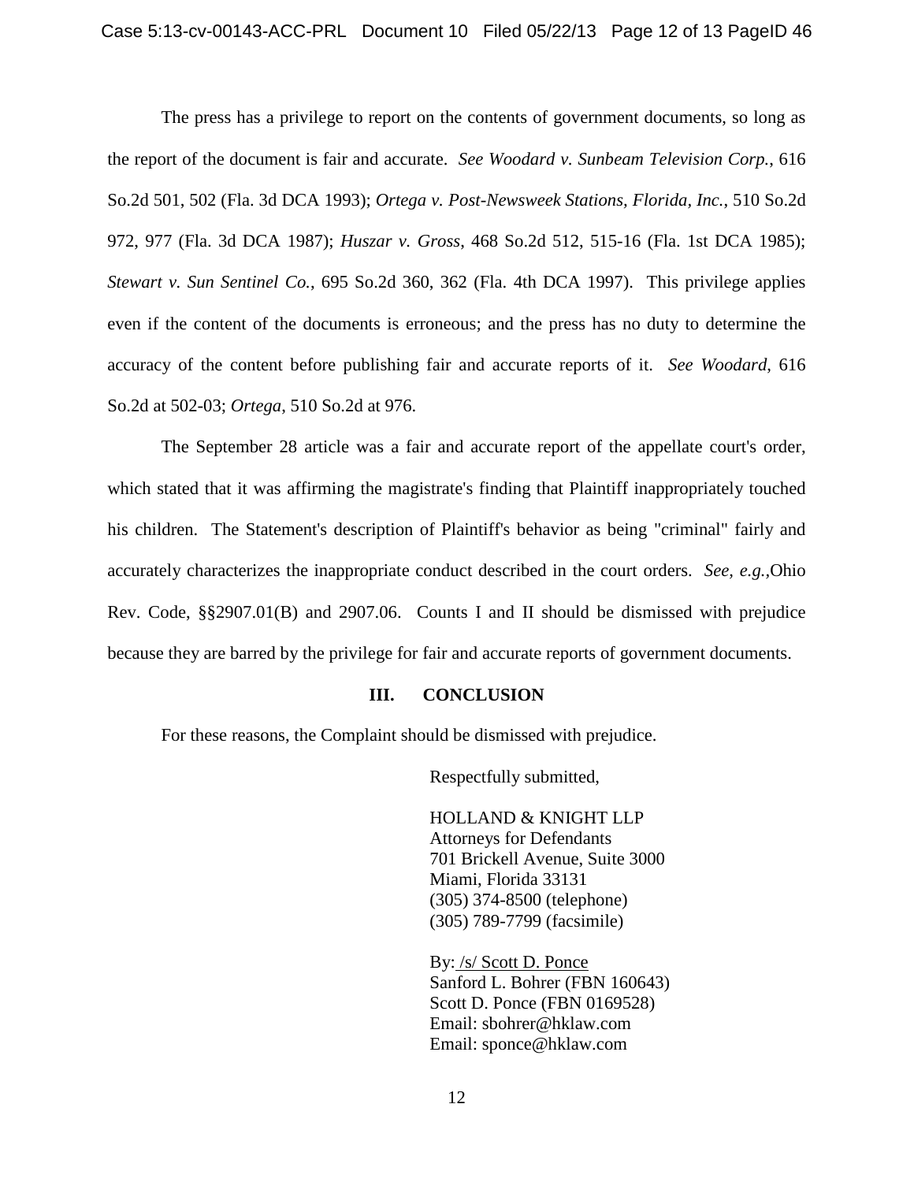The press has a privilege to report on the contents of government documents, so long as the report of the document is fair and accurate. *See Woodard v. Sunbeam Television Corp.*, 616 So.2d 501, 502 (Fla. 3d DCA 1993); *Ortega v. Post-Newsweek Stations, Florida, Inc.*, 510 So.2d 972, 977 (Fla. 3d DCA 1987); *Huszar v. Gross*, 468 So.2d 512, 515-16 (Fla. 1st DCA 1985); *Stewart v. Sun Sentinel Co.*, 695 So.2d 360, 362 (Fla. 4th DCA 1997). This privilege applies even if the content of the documents is erroneous; and the press has no duty to determine the accuracy of the content before publishing fair and accurate reports of it. *See Woodard*, 616 So.2d at 502-03; *Ortega*, 510 So.2d at 976.

The September 28 article was a fair and accurate report of the appellate court's order, which stated that it was affirming the magistrate's finding that Plaintiff inappropriately touched his children. The Statement's description of Plaintiff's behavior as being "criminal" fairly and accurately characterizes the inappropriate conduct described in the court orders. *See, e.g.,*Ohio Rev. Code, §§2907.01(B) and 2907.06. Counts I and II should be dismissed with prejudice because they are barred by the privilege for fair and accurate reports of government documents.

## III. CONCLUSION

For these reasons, the Complaint should be dismissed with prejudice.

Respectfully submitted,

HOLLAND & KNIGHT LLP
Attorneys for Defendants
701 Brickell Avenue, Suite 3000
Miami, Florida 33131
(305) 374-8500 (telephone)
(305) 789-7799 (facsimile)

By: /s/ Scott D. Ponce
Sanford L. Bohrer (FBN 160643)
Scott D. Ponce (FBN 0169528)
Email: sbohrer@hklaw.com
Email: sponce@hklaw.com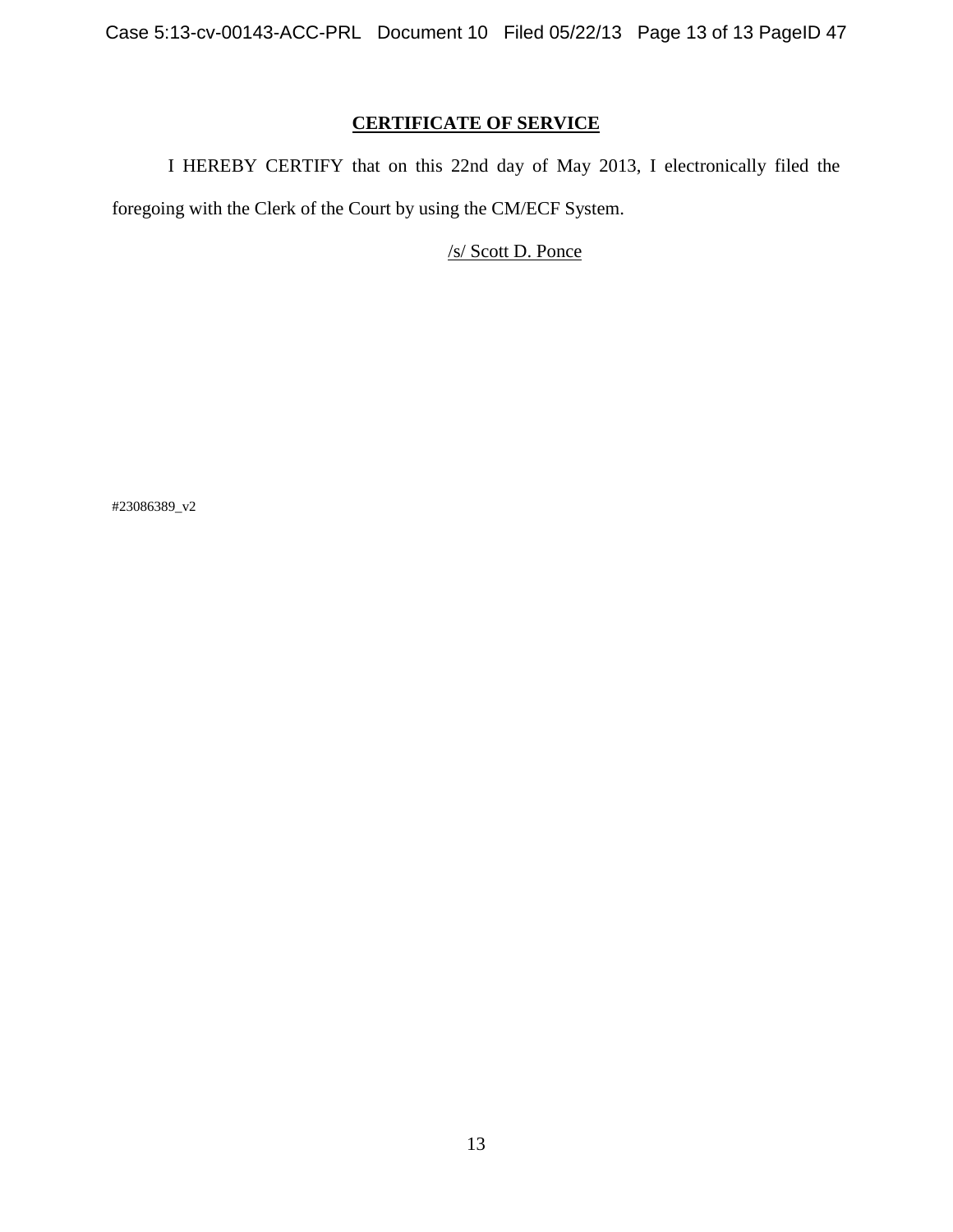## CERTIFICATE OF SERVICE

I HEREBY CERTIFY that on this 22nd day of May 2013, I electronically filed the foregoing with the Clerk of the Court by using the CM/ECF System.

/s/ Scott D. Ponce

#23086389_v2